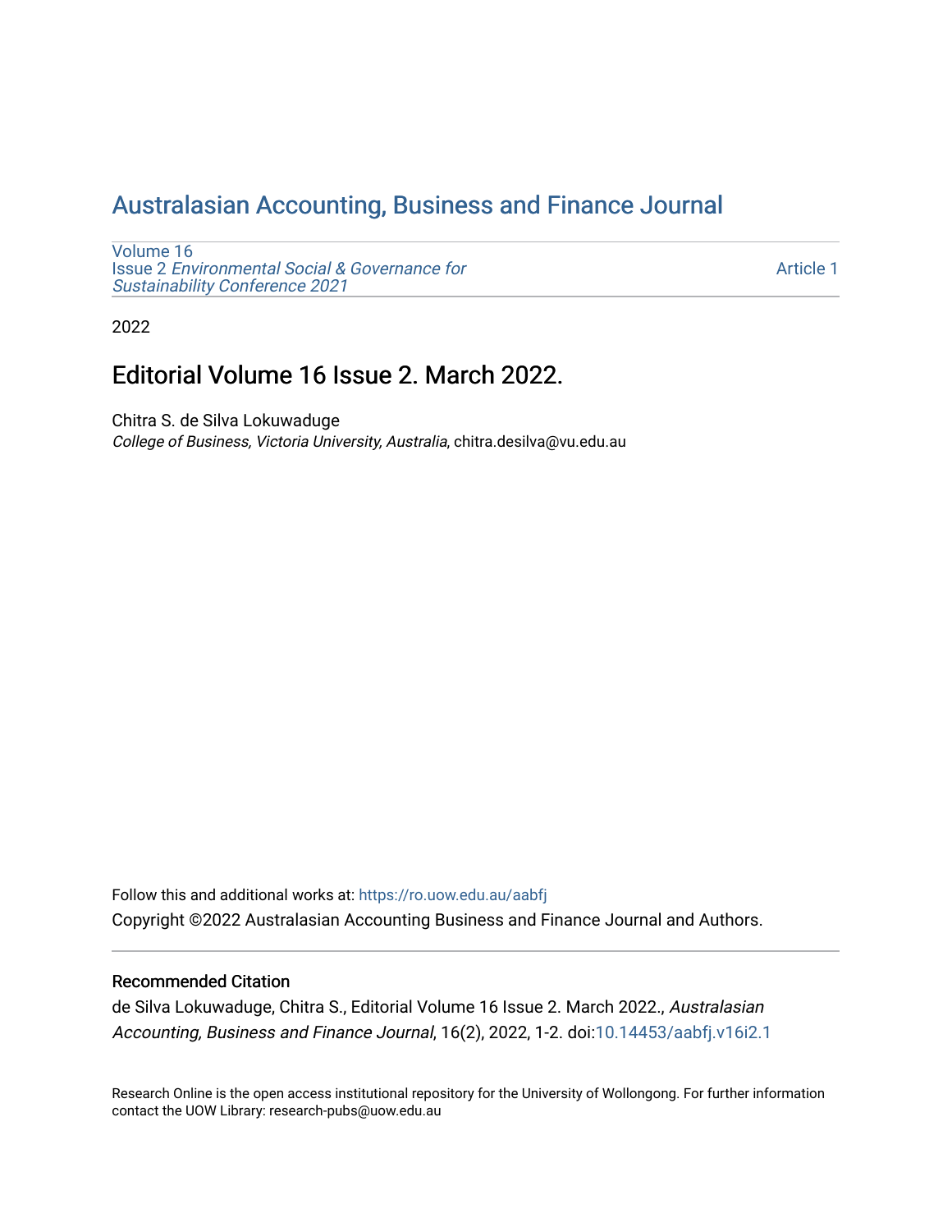# Australasian Accounting, Business and Finance Journal

Volume 16
Issue 2 *Environmental Social & Governance for Sustainability Conference 2021*

Article 1

2022

## Editorial Volume 16 Issue 2. March 2022.

Chitra S. de Silva Lokuwaduge
*College of Business, Victoria University, Australia*, chitra.desilva@vu.edu.au

Follow this and additional works at: https://ro.uow.edu.au/aabfj

Copyright ©2022 Australasian Accounting Business and Finance Journal and Authors.

### Recommended Citation

de Silva Lokuwaduge, Chitra S., Editorial Volume 16 Issue 2. March 2022., *Australasian Accounting, Business and Finance Journal*, 16(2), 2022, 1-2. doi:10.14453/aabfj.v16i2.1

Research Online is the open access institutional repository for the University of Wollongong. For further information contact the UOW Library: research-pubs@uow.edu.au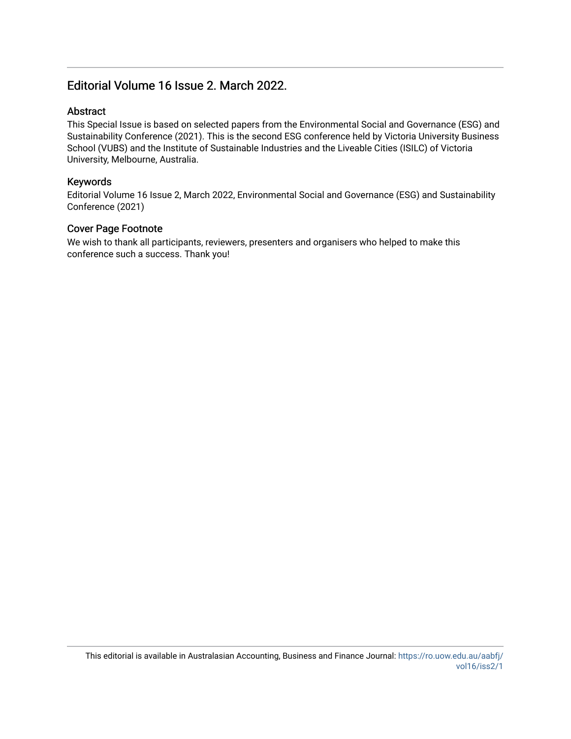# Editorial Volume 16 Issue 2. March 2022.

## Abstract

This Special Issue is based on selected papers from the Environmental Social and Governance (ESG) and Sustainability Conference (2021). This is the second ESG conference held by Victoria University Business School (VUBS) and the Institute of Sustainable Industries and the Liveable Cities (ISILC) of Victoria University, Melbourne, Australia.

## Keywords

Editorial Volume 16 Issue 2, March 2022, Environmental Social and Governance (ESG) and Sustainability Conference (2021)

## Cover Page Footnote

We wish to thank all participants, reviewers, presenters and organisers who helped to make this conference such a success. Thank you!

This editorial is available in Australasian Accounting, Business and Finance Journal: https://ro.uow.edu.au/aabfj/vol16/iss2/1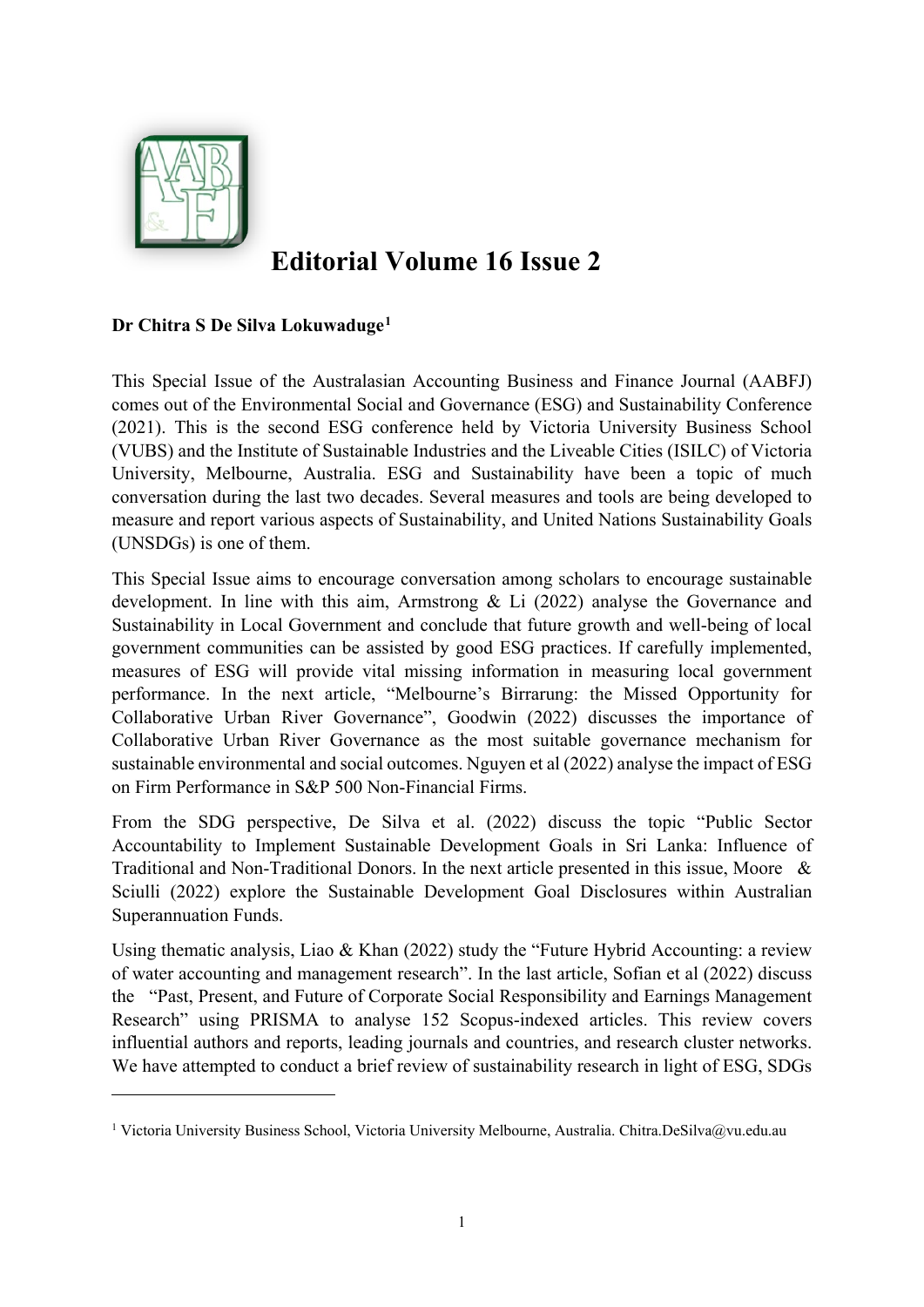# Editorial Volume 16 Issue 2

**Dr Chitra S De Silva Lokuwaduge**[1]

This Special Issue of the Australasian Accounting Business and Finance Journal (AABFJ) comes out of the Environmental Social and Governance (ESG) and Sustainability Conference (2021). This is the second ESG conference held by Victoria University Business School (VUBS) and the Institute of Sustainable Industries and the Liveable Cities (ISILC) of Victoria University, Melbourne, Australia. ESG and Sustainability have been a topic of much conversation during the last two decades. Several measures and tools are being developed to measure and report various aspects of Sustainability, and United Nations Sustainability Goals (UNSDGs) is one of them.

This Special Issue aims to encourage conversation among scholars to encourage sustainable development. In line with this aim, Armstrong & Li (2022) analyse the Governance and Sustainability in Local Government and conclude that future growth and well-being of local government communities can be assisted by good ESG practices. If carefully implemented, measures of ESG will provide vital missing information in measuring local government performance. In the next article, "Melbourne's Birrarung: the Missed Opportunity for Collaborative Urban River Governance", Goodwin (2022) discusses the importance of Collaborative Urban River Governance as the most suitable governance mechanism for sustainable environmental and social outcomes. Nguyen et al (2022) analyse the impact of ESG on Firm Performance in S&P 500 Non-Financial Firms.

From the SDG perspective, De Silva et al. (2022) discuss the topic "Public Sector Accountability to Implement Sustainable Development Goals in Sri Lanka: Influence of Traditional and Non-Traditional Donors. In the next article presented in this issue, Moore & Sciulli (2022) explore the Sustainable Development Goal Disclosures within Australian Superannuation Funds.

Using thematic analysis, Liao & Khan (2022) study the "Future Hybrid Accounting: a review of water accounting and management research". In the last article, Sofian et al (2022) discuss the "Past, Present, and Future of Corporate Social Responsibility and Earnings Management Research" using PRISMA to analyse 152 Scopus-indexed articles. This review covers influential authors and reports, leading journals and countries, and research cluster networks. We have attempted to conduct a brief review of sustainability research in light of ESG, SDGs

---

[1] Victoria University Business School, Victoria University Melbourne, Australia. Chitra.DeSilva@vu.edu.au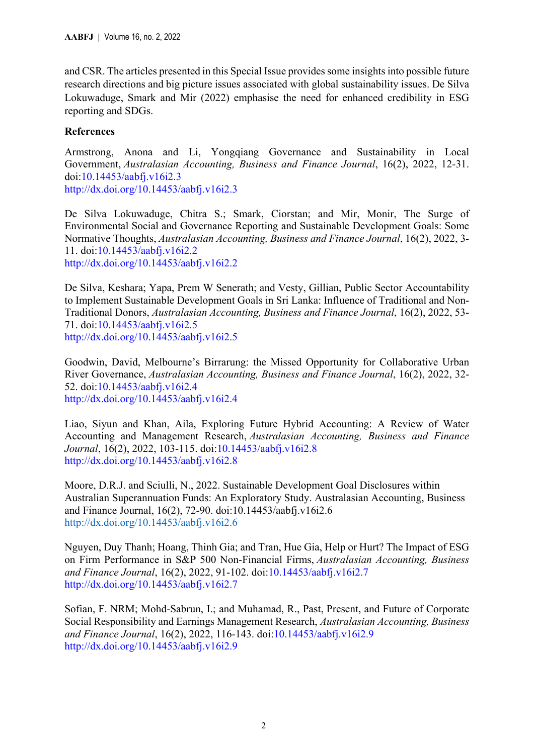and CSR. The articles presented in this Special Issue provides some insights into possible future research directions and big picture issues associated with global sustainability issues. De Silva Lokuwaduge, Smark and Mir (2022) emphasise the need for enhanced credibility in ESG reporting and SDGs.

## References

Armstrong, Anona and Li, Yongqiang Governance and Sustainability in Local Government, *Australasian Accounting, Business and Finance Journal*, 16(2), 2022, 12-31. doi:10.14453/aabfj.v16i2.3
http://dx.doi.org/10.14453/aabfj.v16i2.3

De Silva Lokuwaduge, Chitra S.; Smark, Ciorstan; and Mir, Monir, The Surge of Environmental Social and Governance Reporting and Sustainable Development Goals: Some Normative Thoughts, *Australasian Accounting, Business and Finance Journal*, 16(2), 2022, 3-11. doi:10.14453/aabfj.v16i2.2
http://dx.doi.org/10.14453/aabfj.v16i2.2

De Silva, Keshara; Yapa, Prem W Senerath; and Vesty, Gillian, Public Sector Accountability to Implement Sustainable Development Goals in Sri Lanka: Influence of Traditional and Non-Traditional Donors, *Australasian Accounting, Business and Finance Journal*, 16(2), 2022, 53-71. doi:10.14453/aabfj.v16i2.5
http://dx.doi.org/10.14453/aabfj.v16i2.5

Goodwin, David, Melbourne's Birrarung: the Missed Opportunity for Collaborative Urban River Governance, *Australasian Accounting, Business and Finance Journal*, 16(2), 2022, 32-52. doi:10.14453/aabfj.v16i2.4
http://dx.doi.org/10.14453/aabfj.v16i2.4

Liao, Siyun and Khan, Aila, Exploring Future Hybrid Accounting: A Review of Water Accounting and Management Research, *Australasian Accounting, Business and Finance Journal*, 16(2), 2022, 103-115. doi:10.14453/aabfj.v16i2.8
http://dx.doi.org/10.14453/aabfj.v16i2.8

Moore, D.R.J. and Sciulli, N., 2022. Sustainable Development Goal Disclosures within Australian Superannuation Funds: An Exploratory Study. Australasian Accounting, Business and Finance Journal, 16(2), 72-90. doi:10.14453/aabfj.v16i2.6
http://dx.doi.org/10.14453/aabfj.v16i2.6

Nguyen, Duy Thanh; Hoang, Thinh Gia; and Tran, Hue Gia, Help or Hurt? The Impact of ESG on Firm Performance in S&P 500 Non-Financial Firms, *Australasian Accounting, Business and Finance Journal*, 16(2), 2022, 91-102. doi:10.14453/aabfj.v16i2.7
http://dx.doi.org/10.14453/aabfj.v16i2.7

Sofian, F. NRM; Mohd-Sabrun, I.; and Muhamad, R., Past, Present, and Future of Corporate Social Responsibility and Earnings Management Research, *Australasian Accounting, Business and Finance Journal*, 16(2), 2022, 116-143. doi:10.14453/aabfj.v16i2.9
http://dx.doi.org/10.14453/aabfj.v16i2.9